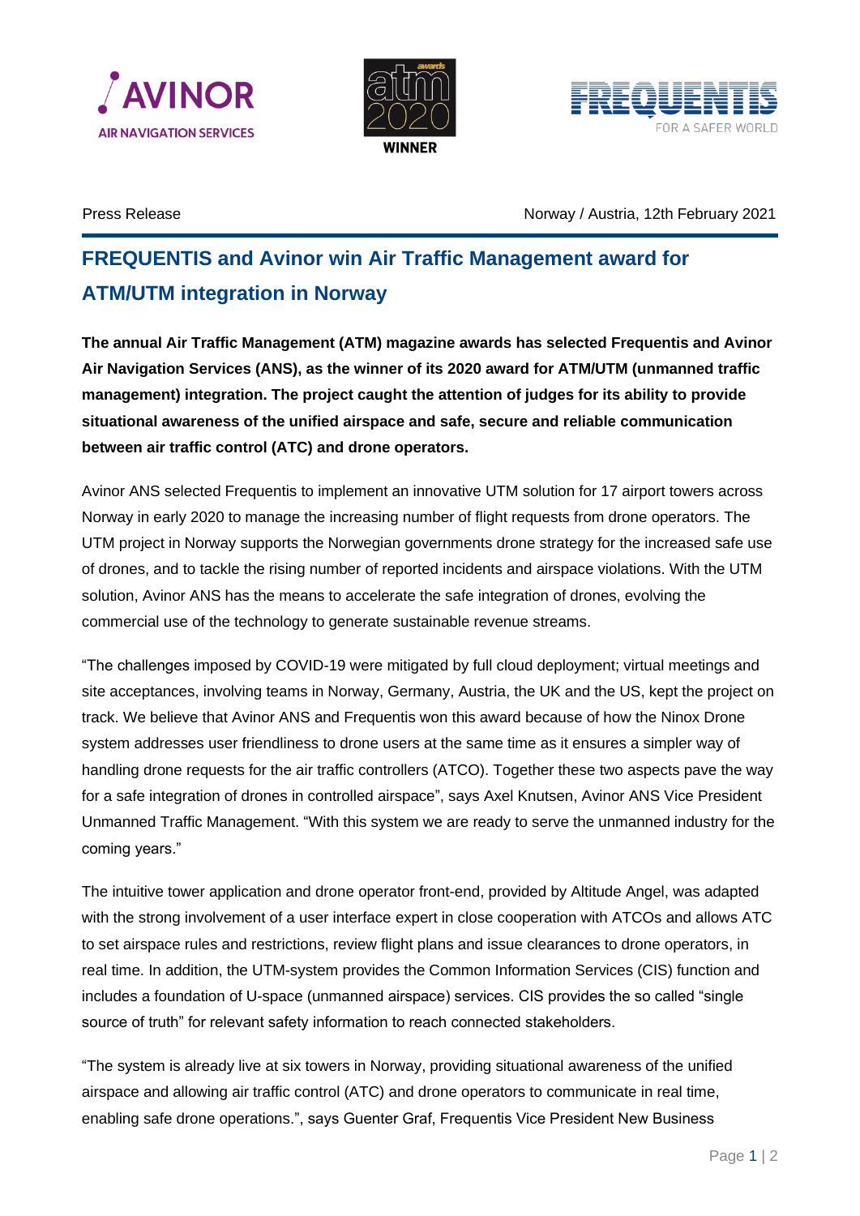Press Release

Norway / Austria, 12th February 2021

# FREQUENTIS and Avinor win Air Traffic Management award for ATM/UTM integration in Norway

**The annual Air Traffic Management (ATM) magazine awards has selected Frequentis and Avinor Air Navigation Services (ANS), as the winner of its 2020 award for ATM/UTM (unmanned traffic management) integration. The project caught the attention of judges for its ability to provide situational awareness of the unified airspace and safe, secure and reliable communication between air traffic control (ATC) and drone operators.**

Avinor ANS selected Frequentis to implement an innovative UTM solution for 17 airport towers across Norway in early 2020 to manage the increasing number of flight requests from drone operators. The UTM project in Norway supports the Norwegian governments drone strategy for the increased safe use of drones, and to tackle the rising number of reported incidents and airspace violations. With the UTM solution, Avinor ANS has the means to accelerate the safe integration of drones, evolving the commercial use of the technology to generate sustainable revenue streams.

"The challenges imposed by COVID-19 were mitigated by full cloud deployment; virtual meetings and site acceptances, involving teams in Norway, Germany, Austria, the UK and the US, kept the project on track. We believe that Avinor ANS and Frequentis won this award because of how the Ninox Drone system addresses user friendliness to drone users at the same time as it ensures a simpler way of handling drone requests for the air traffic controllers (ATCO). Together these two aspects pave the way for a safe integration of drones in controlled airspace", says Axel Knutsen, Avinor ANS Vice President Unmanned Traffic Management. "With this system we are ready to serve the unmanned industry for the coming years."

The intuitive tower application and drone operator front-end, provided by Altitude Angel, was adapted with the strong involvement of a user interface expert in close cooperation with ATCOs and allows ATC to set airspace rules and restrictions, review flight plans and issue clearances to drone operators, in real time. In addition, the UTM-system provides the Common Information Services (CIS) function and includes a foundation of U-space (unmanned airspace) services. CIS provides the so called "single source of truth" for relevant safety information to reach connected stakeholders.

"The system is already live at six towers in Norway, providing situational awareness of the unified airspace and allowing air traffic control (ATC) and drone operators to communicate in real time, enabling safe drone operations.", says Guenter Graf, Frequentis Vice President New Business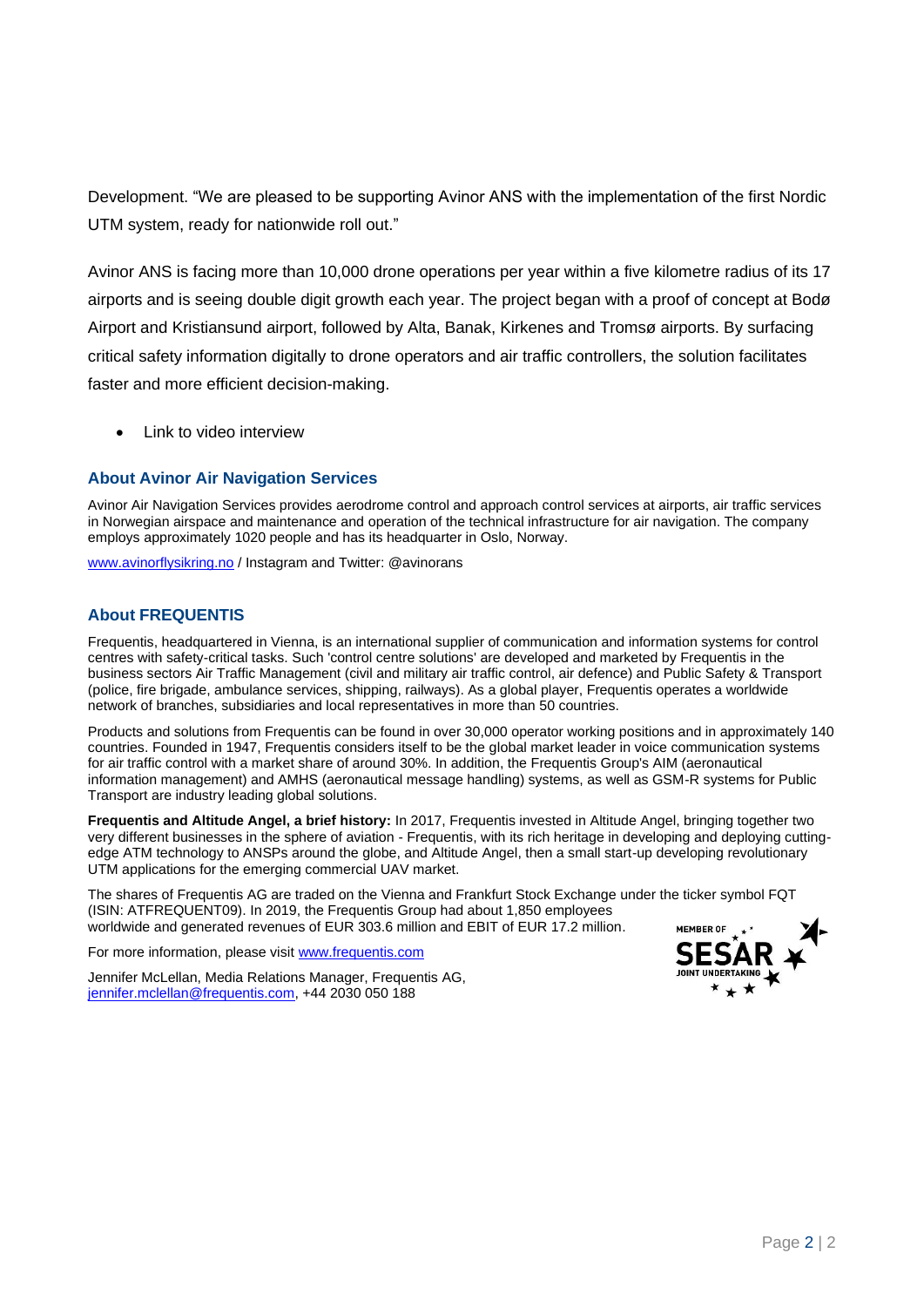Development. “We are pleased to be supporting Avinor ANS with the implementation of the first Nordic UTM system, ready for nationwide roll out.”

Avinor ANS is facing more than 10,000 drone operations per year within a five kilometre radius of its 17 airports and is seeing double digit growth each year. The project began with a proof of concept at Bodø Airport and Kristiansund airport, followed by Alta, Banak, Kirkenes and Tromsø airports. By surfacing critical safety information digitally to drone operators and air traffic controllers, the solution facilitates faster and more efficient decision-making.

- Link to video interview

### About Avinor Air Navigation Services

Avinor Air Navigation Services provides aerodrome control and approach control services at airports, air traffic services in Norwegian airspace and maintenance and operation of the technical infrastructure for air navigation. The company employs approximately 1020 people and has its headquarter in Oslo, Norway.

www.avinorflysikring.no / Instagram and Twitter: @avinorans

### About FREQUENTIS

Frequentis, headquartered in Vienna, is an international supplier of communication and information systems for control centres with safety-critical tasks. Such 'control centre solutions' are developed and marketed by Frequentis in the business sectors Air Traffic Management (civil and military air traffic control, air defence) and Public Safety & Transport (police, fire brigade, ambulance services, shipping, railways). As a global player, Frequentis operates a worldwide network of branches, subsidiaries and local representatives in more than 50 countries.

Products and solutions from Frequentis can be found in over 30,000 operator working positions and in approximately 140 countries. Founded in 1947, Frequentis considers itself to be the global market leader in voice communication systems for air traffic control with a market share of around 30%. In addition, the Frequentis Group's AIM (aeronautical information management) and AMHS (aeronautical message handling) systems, as well as GSM-R systems for Public Transport are industry leading global solutions.

**Frequentis and Altitude Angel, a brief history:** In 2017, Frequentis invested in Altitude Angel, bringing together two very different businesses in the sphere of aviation - Frequentis, with its rich heritage in developing and deploying cutting-edge ATM technology to ANSPs around the globe, and Altitude Angel, then a small start-up developing revolutionary UTM applications for the emerging commercial UAV market.

The shares of Frequentis AG are traded on the Vienna and Frankfurt Stock Exchange under the ticker symbol FQT (ISIN: ATFREQUENT09). In 2019, the Frequentis Group had about 1,850 employees worldwide and generated revenues of EUR 303.6 million and EBIT of EUR 17.2 million.

For more information, please visit www.frequentis.com

Jennifer McLellan, Media Relations Manager, Frequentis AG, jennifer.mclellan@frequentis.com, +44 2030 050 188

MEMBER OF SESAR JOINT UNDERTAKING